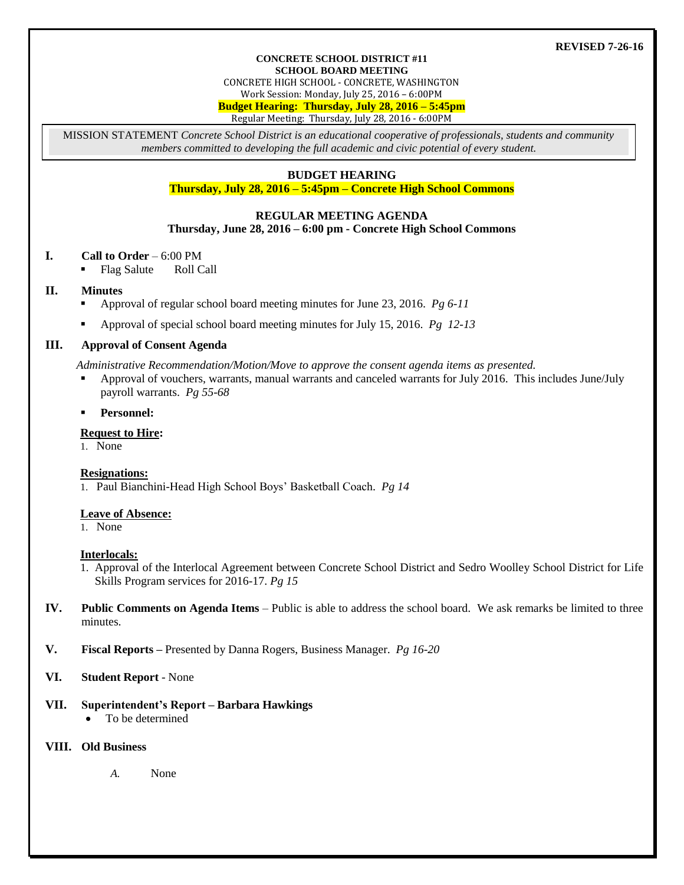**REVISED 7-26-16**

**CONCRETE SCHOOL DISTRICT #11**
**SCHOOL BOARD MEETING**
CONCRETE HIGH SCHOOL - CONCRETE, WASHINGTON
Work Session: Monday, July 25, 2016 – 6:00PM
**Budget Hearing: Thursday, July 28, 2016 – 5:45pm**
Regular Meeting: Thursday, July 28, 2016 - 6:00PM

MISSION STATEMENT *Concrete School District is an educational cooperative of professionals, students and community members committed to developing the full academic and civic potential of every student.*

**BUDGET HEARING**
**Thursday, July 28, 2016 – 5:45pm – Concrete High School Commons**

**REGULAR MEETING AGENDA**
**Thursday, June 28, 2016 – 6:00 pm - Concrete High School Commons**

**I. Call to Order** – 6:00 PM
- Flag Salute     Roll Call

**II. Minutes**
- Approval of regular school board meeting minutes for June 23, 2016. *Pg 6-11*
- Approval of special school board meeting minutes for July 15, 2016. *Pg 12-13*

**III. Approval of Consent Agenda**

*Administrative Recommendation/Motion/Move to approve the consent agenda items as presented.*
- Approval of vouchers, warrants, manual warrants and canceled warrants for July 2016. This includes June/July payroll warrants. *Pg 55-68*
- **Personnel:**

**Request to Hire:**
1. None

**Resignations:**
1. Paul Bianchini-Head High School Boys' Basketball Coach. *Pg 14*

**Leave of Absence:**
1. None

**Interlocals:**
1. Approval of the Interlocal Agreement between Concrete School District and Sedro Woolley School District for Life Skills Program services for 2016-17. *Pg 15*

**IV. Public Comments on Agenda Items** – Public is able to address the school board. We ask remarks be limited to three minutes.

**V. Fiscal Reports –** Presented by Danna Rogers, Business Manager. *Pg 16-20*

**VI. Student Report** - None

**VII. Superintendent's Report – Barbara Hawkings**
- To be determined

**VIII. Old Business**

*A.* None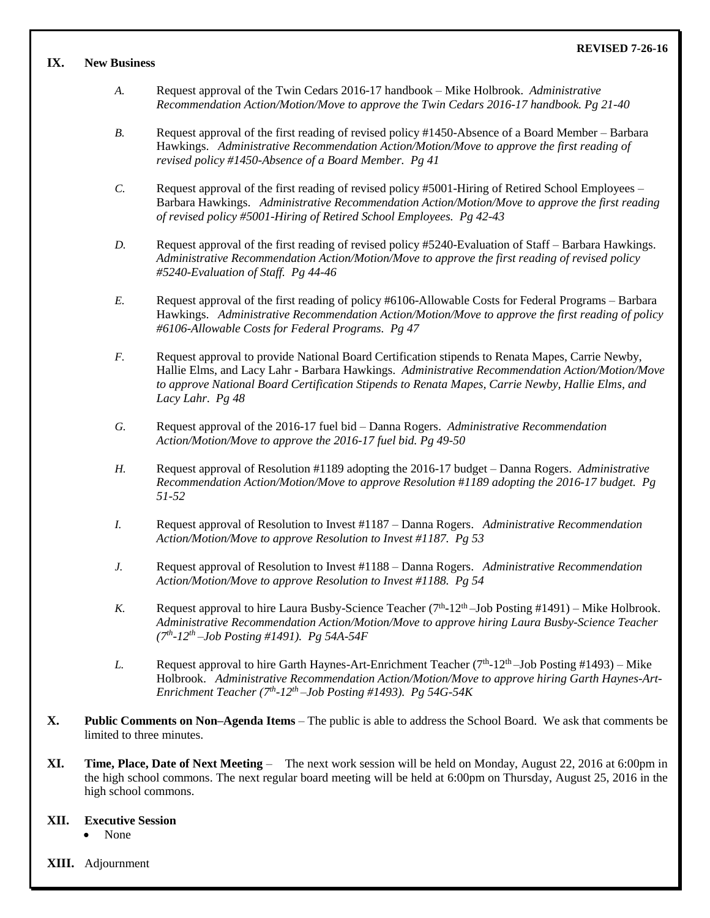**REVISED 7-26-16**

## IX. New Business

*A.* Request approval of the Twin Cedars 2016-17 handbook – Mike Holbrook. *Administrative Recommendation Action/Motion/Move to approve the Twin Cedars 2016-17 handbook. Pg 21-40*

*B.* Request approval of the first reading of revised policy #1450-Absence of a Board Member – Barbara Hawkings. *Administrative Recommendation Action/Motion/Move to approve the first reading of revised policy #1450-Absence of a Board Member. Pg 41*

*C.* Request approval of the first reading of revised policy #5001-Hiring of Retired School Employees – Barbara Hawkings. *Administrative Recommendation Action/Motion/Move to approve the first reading of revised policy #5001-Hiring of Retired School Employees. Pg 42-43*

*D.* Request approval of the first reading of revised policy #5240-Evaluation of Staff – Barbara Hawkings. *Administrative Recommendation Action/Motion/Move to approve the first reading of revised policy #5240-Evaluation of Staff. Pg 44-46*

*E.* Request approval of the first reading of policy #6106-Allowable Costs for Federal Programs – Barbara Hawkings. *Administrative Recommendation Action/Motion/Move to approve the first reading of policy #6106-Allowable Costs for Federal Programs. Pg 47*

*F.* Request approval to provide National Board Certification stipends to Renata Mapes, Carrie Newby, Hallie Elms, and Lacy Lahr - Barbara Hawkings. *Administrative Recommendation Action/Motion/Move to approve National Board Certification Stipends to Renata Mapes, Carrie Newby, Hallie Elms, and Lacy Lahr. Pg 48*

*G.* Request approval of the 2016-17 fuel bid – Danna Rogers. *Administrative Recommendation Action/Motion/Move to approve the 2016-17 fuel bid. Pg 49-50*

*H.* Request approval of Resolution #1189 adopting the 2016-17 budget – Danna Rogers. *Administrative Recommendation Action/Motion/Move to approve Resolution #1189 adopting the 2016-17 budget. Pg 51-52*

*I.* Request approval of Resolution to Invest #1187 – Danna Rogers. *Administrative Recommendation Action/Motion/Move to approve Resolution to Invest #1187. Pg 53*

*J.* Request approval of Resolution to Invest #1188 – Danna Rogers. *Administrative Recommendation Action/Motion/Move to approve Resolution to Invest #1188. Pg 54*

*K.* Request approval to hire Laura Busby-Science Teacher (7th-12th –Job Posting #1491) – Mike Holbrook. *Administrative Recommendation Action/Motion/Move to approve hiring Laura Busby-Science Teacher (7th-12th –Job Posting #1491). Pg 54A-54F*

*L.* Request approval to hire Garth Haynes-Art-Enrichment Teacher (7th-12th –Job Posting #1493) – Mike Holbrook. *Administrative Recommendation Action/Motion/Move to approve hiring Garth Haynes-Art-Enrichment Teacher (7th-12th –Job Posting #1493). Pg 54G-54K*

## X. Public Comments on Non–Agenda Items

**Public Comments on Non–Agenda Items** – The public is able to address the School Board. We ask that comments be limited to three minutes.

## XI. Time, Place, Date of Next Meeting

**Time, Place, Date of Next Meeting** – The next work session will be held on Monday, August 22, 2016 at 6:00pm in the high school commons. The next regular board meeting will be held at 6:00pm on Thursday, August 25, 2016 in the high school commons.

## XII. Executive Session

- None

## XIII. Adjournment